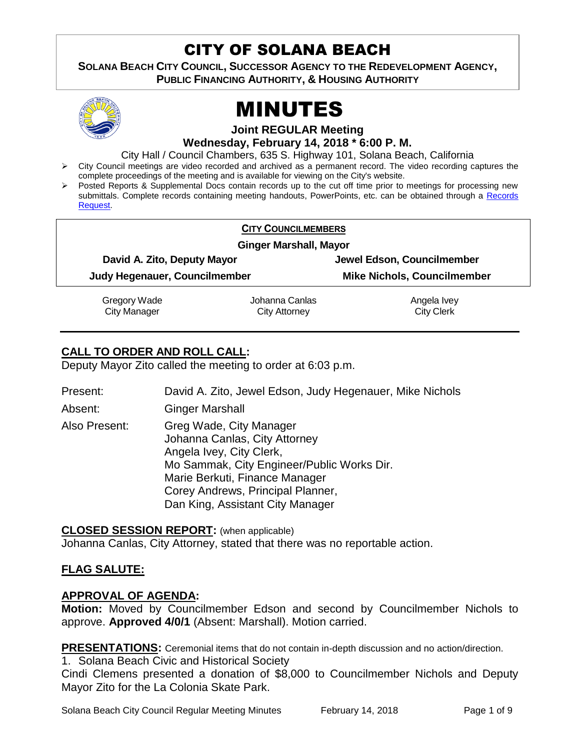# CITY OF SOLANA BEACH

**SOLANA BEACH CITY COUNCIL, SUCCESSOR AGENCY TO THE REDEVELOPMENT AGENCY, PUBLIC FINANCING AUTHORITY, & HOUSING AUTHORITY**

# MINUTES

**Joint REGULAR Meeting**

**Wednesday, February 14, 2018 * 6:00 P. M.**

City Hall / Council Chambers, 635 S. Highway 101, Solana Beach, California

- City Council meetings are video recorded and archived as a permanent record. The video recording captures the complete proceedings of the meeting and is available for viewing on the City's website.
- Posted Reports & Supplemental Docs contain records up to the cut off time prior to meetings for processing new submittals. Complete records containing meeting handouts, PowerPoints, etc. can be obtained through a Records Request.

**CITY COUNCILMEMBERS**

**Ginger Marshall, Mayor**

| | |
|---|---|
| **David A. Zito, Deputy Mayor** | **Jewel Edson, Councilmember** |
| **Judy Hegenauer, Councilmember** | **Mike Nichols, Councilmember** |

| | | |
|---|---|---|
| Gregory Wade<br>City Manager | Johanna Canlas<br>City Attorney | Angela Ivey<br>City Clerk |

## CALL TO ORDER AND ROLL CALL:

Deputy Mayor Zito called the meeting to order at 6:03 p.m.

| | |
|---|---|
| Present: | David A. Zito, Jewel Edson, Judy Hegenauer, Mike Nichols |
| Absent: | Ginger Marshall |
| Also Present: | Greg Wade, City Manager<br>Johanna Canlas, City Attorney<br>Angela Ivey, City Clerk,<br>Mo Sammak, City Engineer/Public Works Dir.<br>Marie Berkuti, Finance Manager<br>Corey Andrews, Principal Planner,<br>Dan King, Assistant City Manager |

## CLOSED SESSION REPORT: (when applicable)

Johanna Canlas, City Attorney, stated that there was no reportable action.

## FLAG SALUTE:

## APPROVAL OF AGENDA:

**Motion:** Moved by Councilmember Edson and second by Councilmember Nichols to approve. **Approved 4/0/1** (Absent: Marshall). Motion carried.

## PRESENTATIONS: Ceremonial items that do not contain in-depth discussion and no action/direction.

1. Solana Beach Civic and Historical Society

Cindi Clemens presented a donation of $8,000 to Councilmember Nichols and Deputy Mayor Zito for the La Colonia Skate Park.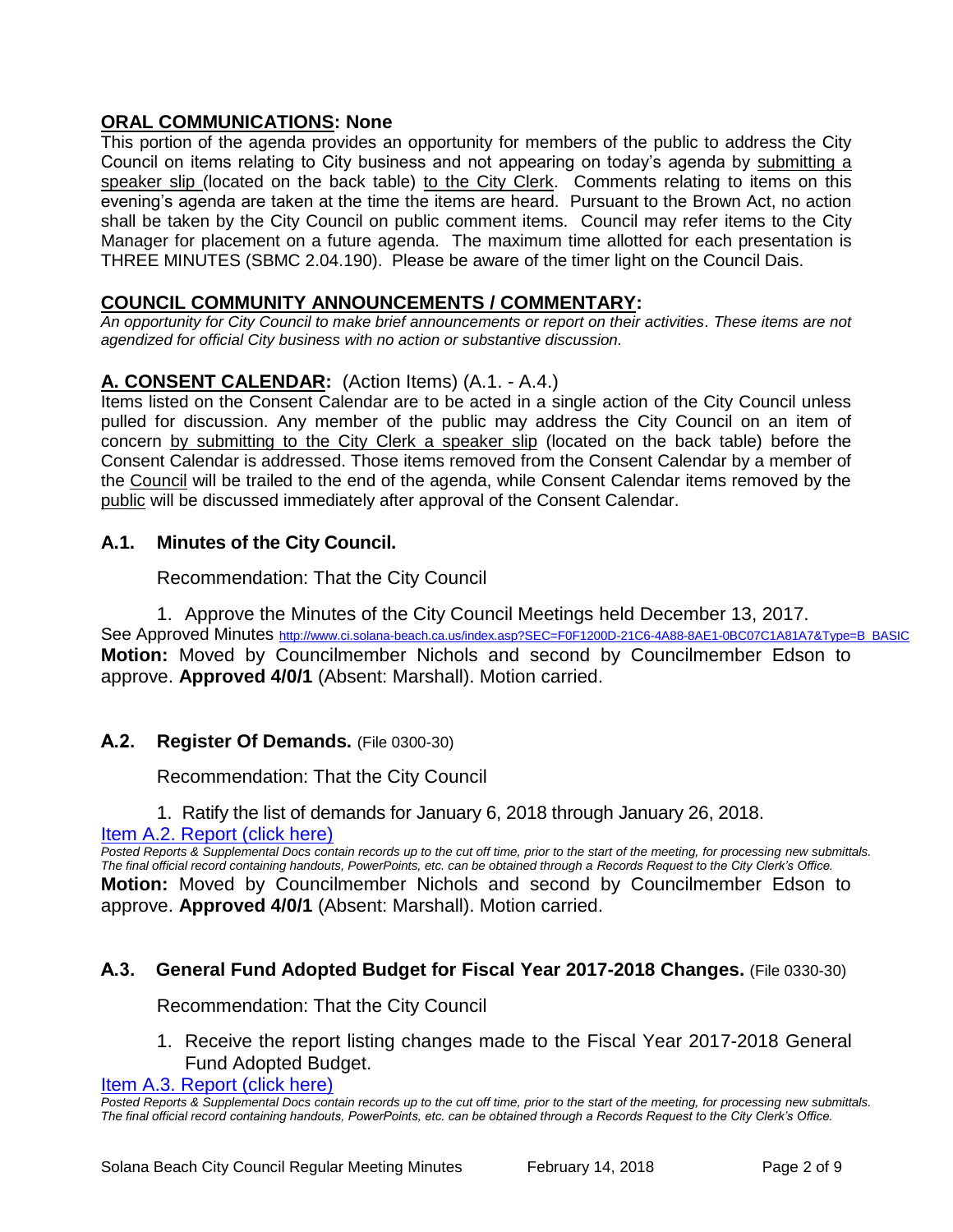## ORAL COMMUNICATIONS: None

This portion of the agenda provides an opportunity for members of the public to address the City Council on items relating to City business and not appearing on today's agenda by submitting a speaker slip (located on the back table) to the City Clerk. Comments relating to items on this evening's agenda are taken at the time the items are heard. Pursuant to the Brown Act, no action shall be taken by the City Council on public comment items. Council may refer items to the City Manager for placement on a future agenda. The maximum time allotted for each presentation is THREE MINUTES (SBMC 2.04.190). Please be aware of the timer light on the Council Dais.

## COUNCIL COMMUNITY ANNOUNCEMENTS / COMMENTARY:

*An opportunity for City Council to make brief announcements or report on their activities. These items are not agendized for official City business with no action or substantive discussion.*

## A. CONSENT CALENDAR: (Action Items) (A.1. - A.4.)

Items listed on the Consent Calendar are to be acted in a single action of the City Council unless pulled for discussion. Any member of the public may address the City Council on an item of concern by submitting to the City Clerk a speaker slip (located on the back table) before the Consent Calendar is addressed. Those items removed from the Consent Calendar by a member of the Council will be trailed to the end of the agenda, while Consent Calendar items removed by the public will be discussed immediately after approval of the Consent Calendar.

### A.1. Minutes of the City Council.

Recommendation: That the City Council

1. Approve the Minutes of the City Council Meetings held December 13, 2017.

See Approved Minutes http://www.ci.solana-beach.ca.us/index.asp?SEC=F0F1200D-21C6-4A88-8AE1-0BC07C1A81A7&Type=B_BASIC

**Motion:** Moved by Councilmember Nichols and second by Councilmember Edson to approve. **Approved 4/0/1** (Absent: Marshall). Motion carried.

### A.2. Register Of Demands. (File 0300-30)

Recommendation: That the City Council

1. Ratify the list of demands for January 6, 2018 through January 26, 2018.

Item A.2. Report (click here)

*Posted Reports & Supplemental Docs contain records up to the cut off time, prior to the start of the meeting, for processing new submittals. The final official record containing handouts, PowerPoints, etc. can be obtained through a Records Request to the City Clerk's Office.*

**Motion:** Moved by Councilmember Nichols and second by Councilmember Edson to approve. **Approved 4/0/1** (Absent: Marshall). Motion carried.

### A.3. General Fund Adopted Budget for Fiscal Year 2017-2018 Changes. (File 0330-30)

Recommendation: That the City Council

1. Receive the report listing changes made to the Fiscal Year 2017-2018 General Fund Adopted Budget.

Item A.3. Report (click here)

*Posted Reports & Supplemental Docs contain records up to the cut off time, prior to the start of the meeting, for processing new submittals. The final official record containing handouts, PowerPoints, etc. can be obtained through a Records Request to the City Clerk's Office.*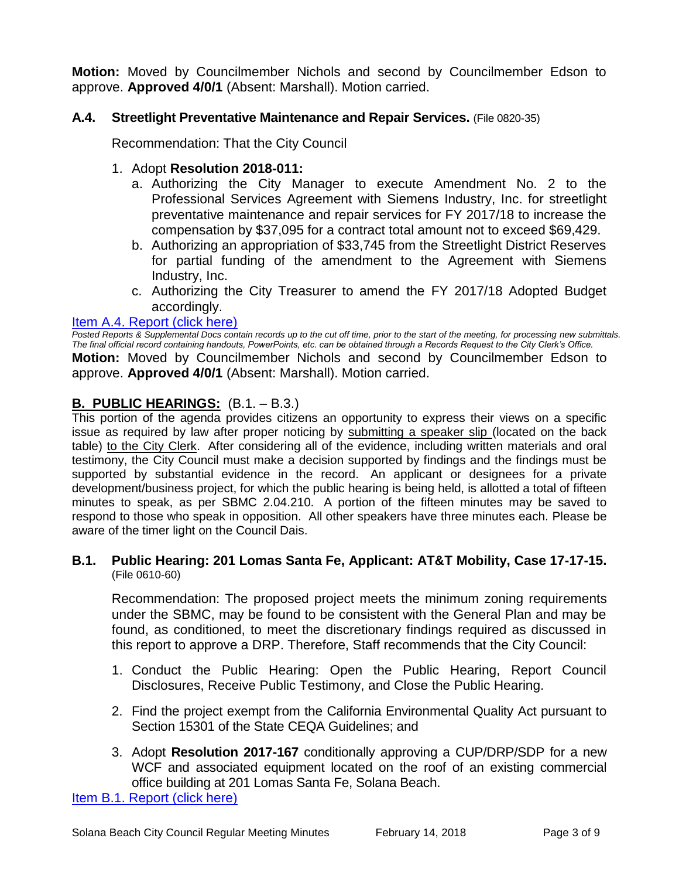**Motion:** Moved by Councilmember Nichols and second by Councilmember Edson to approve. **Approved 4/0/1** (Absent: Marshall). Motion carried.

### A.4. Streetlight Preventative Maintenance and Repair Services. (File 0820-35)

Recommendation: That the City Council

1. Adopt **Resolution 2018-011:**
   a. Authorizing the City Manager to execute Amendment No. 2 to the Professional Services Agreement with Siemens Industry, Inc. for streetlight preventative maintenance and repair services for FY 2017/18 to increase the compensation by $37,095 for a contract total amount not to exceed $69,429.
   b. Authorizing an appropriation of $33,745 from the Streetlight District Reserves for partial funding of the amendment to the Agreement with Siemens Industry, Inc.
   c. Authorizing the City Treasurer to amend the FY 2017/18 Adopted Budget accordingly.

[Item A.4. Report (click here)]

*Posted Reports & Supplemental Docs contain records up to the cut off time, prior to the start of the meeting, for processing new submittals. The final official record containing handouts, PowerPoints, etc. can be obtained through a Records Request to the City Clerk's Office.*

**Motion:** Moved by Councilmember Nichols and second by Councilmember Edson to approve. **Approved 4/0/1** (Absent: Marshall). Motion carried.

## B. PUBLIC HEARINGS: (B.1. – B.3.)

This portion of the agenda provides citizens an opportunity to express their views on a specific issue as required by law after proper noticing by submitting a speaker slip (located on the back table) to the City Clerk. After considering all of the evidence, including written materials and oral testimony, the City Council must make a decision supported by findings and the findings must be supported by substantial evidence in the record. An applicant or designees for a private development/business project, for which the public hearing is being held, is allotted a total of fifteen minutes to speak, as per SBMC 2.04.210. A portion of the fifteen minutes may be saved to respond to those who speak in opposition. All other speakers have three minutes each. Please be aware of the timer light on the Council Dais.

### B.1. Public Hearing: 201 Lomas Santa Fe, Applicant: AT&T Mobility, Case 17-17-15. (File 0610-60)

Recommendation: The proposed project meets the minimum zoning requirements under the SBMC, may be found to be consistent with the General Plan and may be found, as conditioned, to meet the discretionary findings required as discussed in this report to approve a DRP. Therefore, Staff recommends that the City Council:

1. Conduct the Public Hearing: Open the Public Hearing, Report Council Disclosures, Receive Public Testimony, and Close the Public Hearing.

2. Find the project exempt from the California Environmental Quality Act pursuant to Section 15301 of the State CEQA Guidelines; and

3. Adopt **Resolution 2017-167** conditionally approving a CUP/DRP/SDP for a new WCF and associated equipment located on the roof of an existing commercial office building at 201 Lomas Santa Fe, Solana Beach.

[Item B.1. Report (click here)]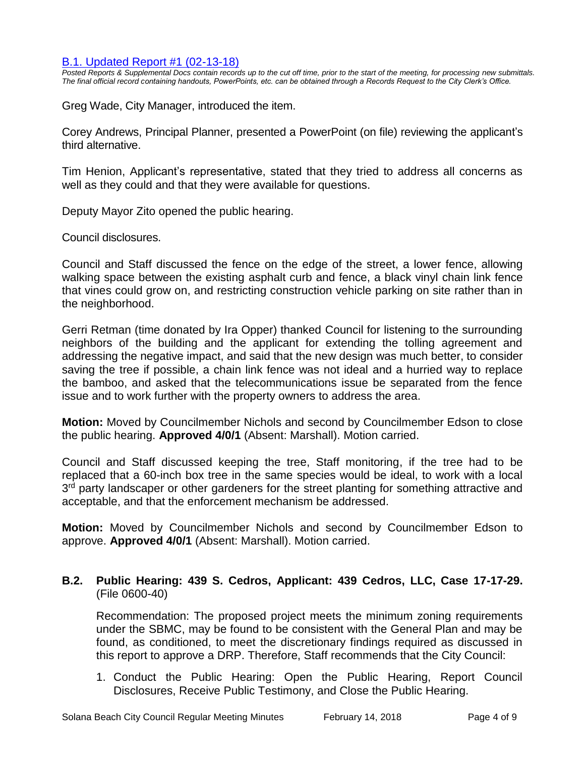[B.1. Updated Report #1 (02-13-18)]

*Posted Reports & Supplemental Docs contain records up to the cut off time, prior to the start of the meeting, for processing new submittals. The final official record containing handouts, PowerPoints, etc. can be obtained through a Records Request to the City Clerk's Office.*

Greg Wade, City Manager, introduced the item.

Corey Andrews, Principal Planner, presented a PowerPoint (on file) reviewing the applicant's third alternative.

Tim Henion, Applicant's representative, stated that they tried to address all concerns as well as they could and that they were available for questions.

Deputy Mayor Zito opened the public hearing.

Council disclosures.

Council and Staff discussed the fence on the edge of the street, a lower fence, allowing walking space between the existing asphalt curb and fence, a black vinyl chain link fence that vines could grow on, and restricting construction vehicle parking on site rather than in the neighborhood.

Gerri Retman (time donated by Ira Opper) thanked Council for listening to the surrounding neighbors of the building and the applicant for extending the tolling agreement and addressing the negative impact, and said that the new design was much better, to consider saving the tree if possible, a chain link fence was not ideal and a hurried way to replace the bamboo, and asked that the telecommunications issue be separated from the fence issue and to work further with the property owners to address the area.

**Motion:** Moved by Councilmember Nichols and second by Councilmember Edson to close the public hearing. **Approved 4/0/1** (Absent: Marshall). Motion carried.

Council and Staff discussed keeping the tree, Staff monitoring, if the tree had to be replaced that a 60-inch box tree in the same species would be ideal, to work with a local 3rd party landscaper or other gardeners for the street planting for something attractive and acceptable, and that the enforcement mechanism be addressed.

**Motion:** Moved by Councilmember Nichols and second by Councilmember Edson to approve. **Approved 4/0/1** (Absent: Marshall). Motion carried.

**B.2. Public Hearing: 439 S. Cedros, Applicant: 439 Cedros, LLC, Case 17-17-29.** (File 0600-40)

Recommendation: The proposed project meets the minimum zoning requirements under the SBMC, may be found to be consistent with the General Plan and may be found, as conditioned, to meet the discretionary findings required as discussed in this report to approve a DRP. Therefore, Staff recommends that the City Council:

1. Conduct the Public Hearing: Open the Public Hearing, Report Council Disclosures, Receive Public Testimony, and Close the Public Hearing.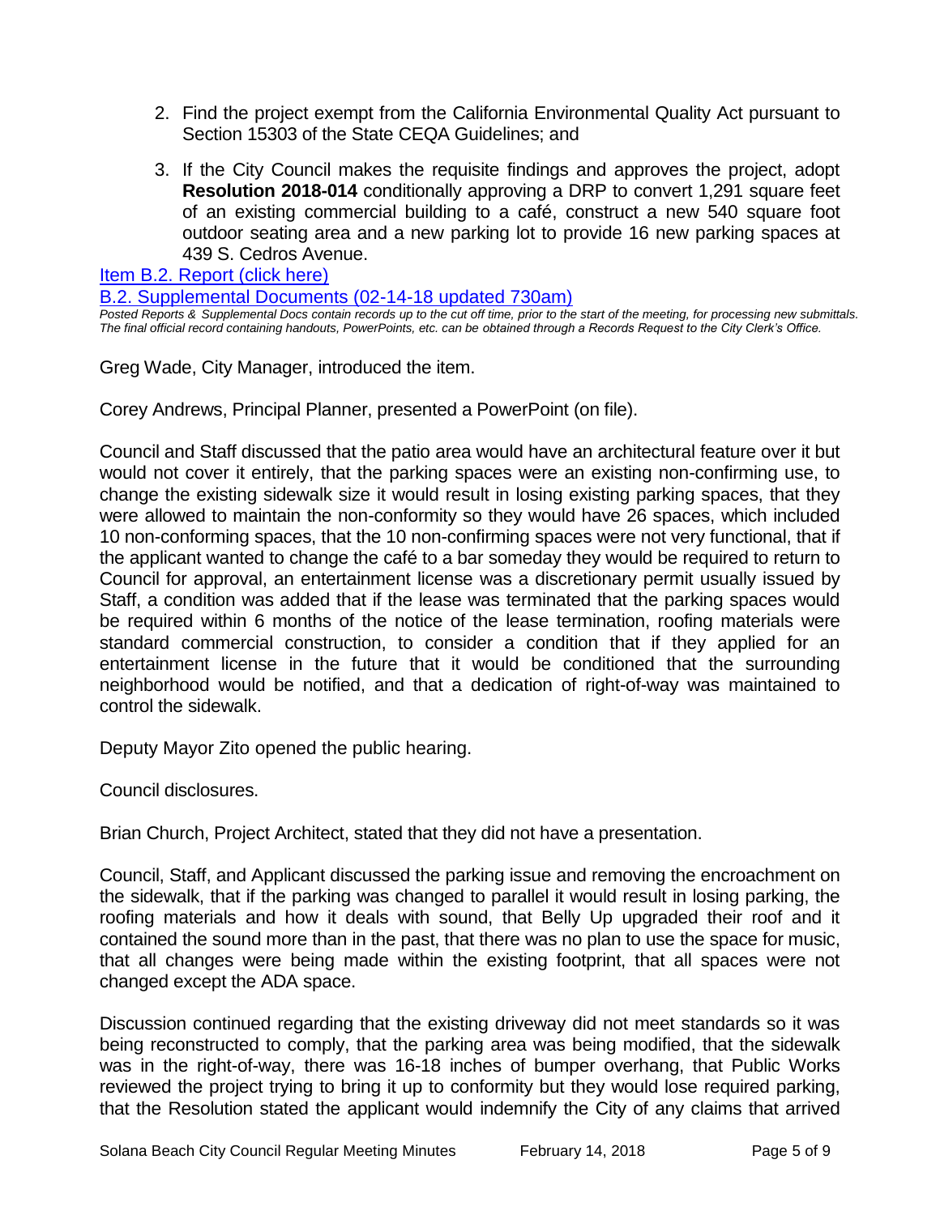2. Find the project exempt from the California Environmental Quality Act pursuant to Section 15303 of the State CEQA Guidelines; and

3. If the City Council makes the requisite findings and approves the project, adopt **Resolution 2018-014** conditionally approving a DRP to convert 1,291 square feet of an existing commercial building to a café, construct a new 540 square foot outdoor seating area and a new parking lot to provide 16 new parking spaces at 439 S. Cedros Avenue.

[Item B.2. Report (click here)](#)

[B.2. Supplemental Documents (02-14-18 updated 730am)](#)

*Posted Reports & Supplemental Docs contain records up to the cut off time, prior to the start of the meeting, for processing new submittals. The final official record containing handouts, PowerPoints, etc. can be obtained through a Records Request to the City Clerk's Office.*

Greg Wade, City Manager, introduced the item.

Corey Andrews, Principal Planner, presented a PowerPoint (on file).

Council and Staff discussed that the patio area would have an architectural feature over it but would not cover it entirely, that the parking spaces were an existing non-confirming use, to change the existing sidewalk size it would result in losing existing parking spaces, that they were allowed to maintain the non-conformity so they would have 26 spaces, which included 10 non-conforming spaces, that the 10 non-confirming spaces were not very functional, that if the applicant wanted to change the café to a bar someday they would be required to return to Council for approval, an entertainment license was a discretionary permit usually issued by Staff, a condition was added that if the lease was terminated that the parking spaces would be required within 6 months of the notice of the lease termination, roofing materials were standard commercial construction, to consider a condition that if they applied for an entertainment license in the future that it would be conditioned that the surrounding neighborhood would be notified, and that a dedication of right-of-way was maintained to control the sidewalk.

Deputy Mayor Zito opened the public hearing.

Council disclosures.

Brian Church, Project Architect, stated that they did not have a presentation.

Council, Staff, and Applicant discussed the parking issue and removing the encroachment on the sidewalk, that if the parking was changed to parallel it would result in losing parking, the roofing materials and how it deals with sound, that Belly Up upgraded their roof and it contained the sound more than in the past, that there was no plan to use the space for music, that all changes were being made within the existing footprint, that all spaces were not changed except the ADA space.

Discussion continued regarding that the existing driveway did not meet standards so it was being reconstructed to comply, that the parking area was being modified, that the sidewalk was in the right-of-way, there was 16-18 inches of bumper overhang, that Public Works reviewed the project trying to bring it up to conformity but they would lose required parking, that the Resolution stated the applicant would indemnify the City of any claims that arrived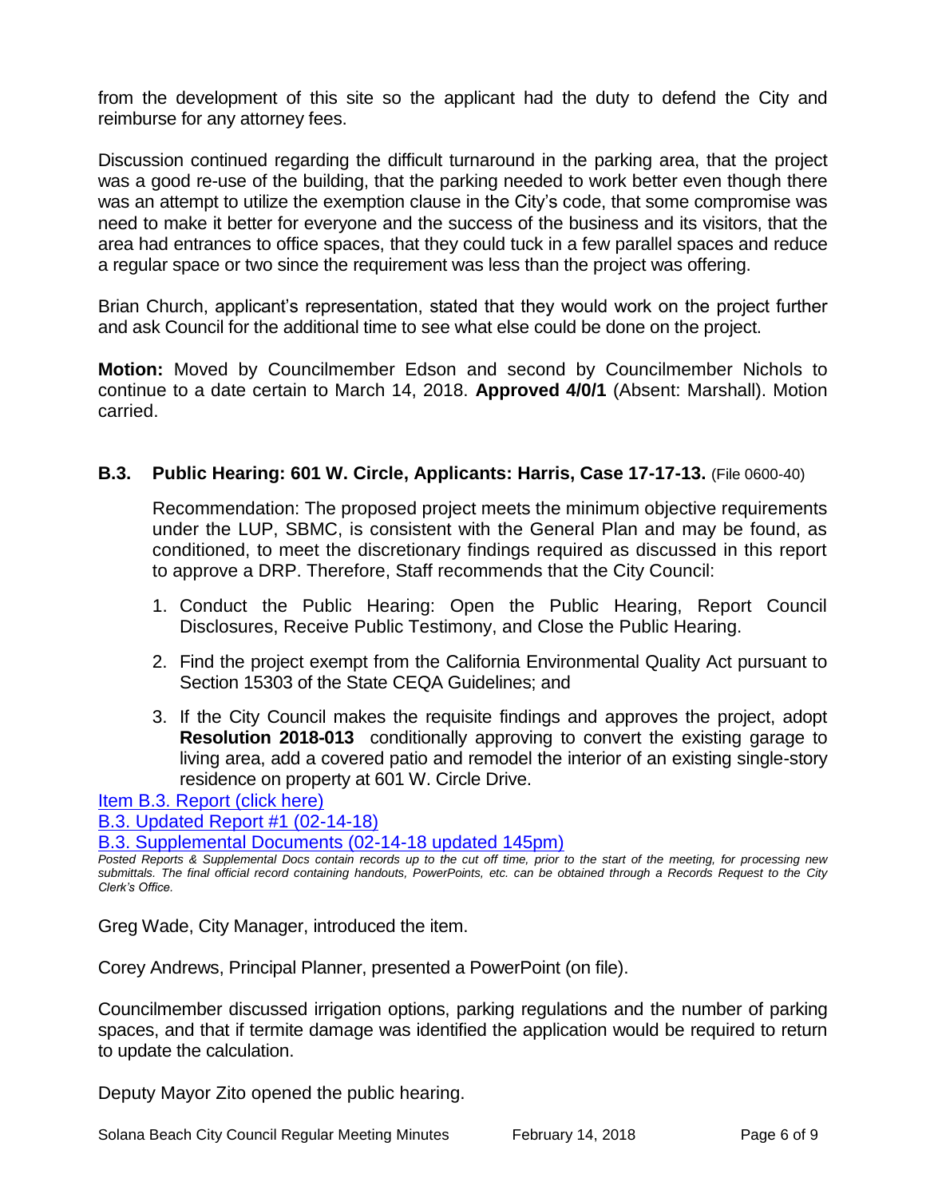from the development of this site so the applicant had the duty to defend the City and reimburse for any attorney fees.

Discussion continued regarding the difficult turnaround in the parking area, that the project was a good re-use of the building, that the parking needed to work better even though there was an attempt to utilize the exemption clause in the City's code, that some compromise was need to make it better for everyone and the success of the business and its visitors, that the area had entrances to office spaces, that they could tuck in a few parallel spaces and reduce a regular space or two since the requirement was less than the project was offering.

Brian Church, applicant's representation, stated that they would work on the project further and ask Council for the additional time to see what else could be done on the project.

**Motion:** Moved by Councilmember Edson and second by Councilmember Nichols to continue to a date certain to March 14, 2018. **Approved 4/0/1** (Absent: Marshall). Motion carried.

### B.3. Public Hearing: 601 W. Circle, Applicants: Harris, Case 17-17-13. (File 0600-40)

Recommendation: The proposed project meets the minimum objective requirements under the LUP, SBMC, is consistent with the General Plan and may be found, as conditioned, to meet the discretionary findings required as discussed in this report to approve a DRP. Therefore, Staff recommends that the City Council:

1. Conduct the Public Hearing: Open the Public Hearing, Report Council Disclosures, Receive Public Testimony, and Close the Public Hearing.
2. Find the project exempt from the California Environmental Quality Act pursuant to Section 15303 of the State CEQA Guidelines; and
3. If the City Council makes the requisite findings and approves the project, adopt **Resolution 2018-013** conditionally approving to convert the existing garage to living area, add a covered patio and remodel the interior of an existing single-story residence on property at 601 W. Circle Drive.

Item B.3. Report (click here)

B.3. Updated Report #1 (02-14-18)

B.3. Supplemental Documents (02-14-18 updated 145pm)

*Posted Reports & Supplemental Docs contain records up to the cut off time, prior to the start of the meeting, for processing new submittals. The final official record containing handouts, PowerPoints, etc. can be obtained through a Records Request to the City Clerk's Office.*

Greg Wade, City Manager, introduced the item.

Corey Andrews, Principal Planner, presented a PowerPoint (on file).

Councilmember discussed irrigation options, parking regulations and the number of parking spaces, and that if termite damage was identified the application would be required to return to update the calculation.

Deputy Mayor Zito opened the public hearing.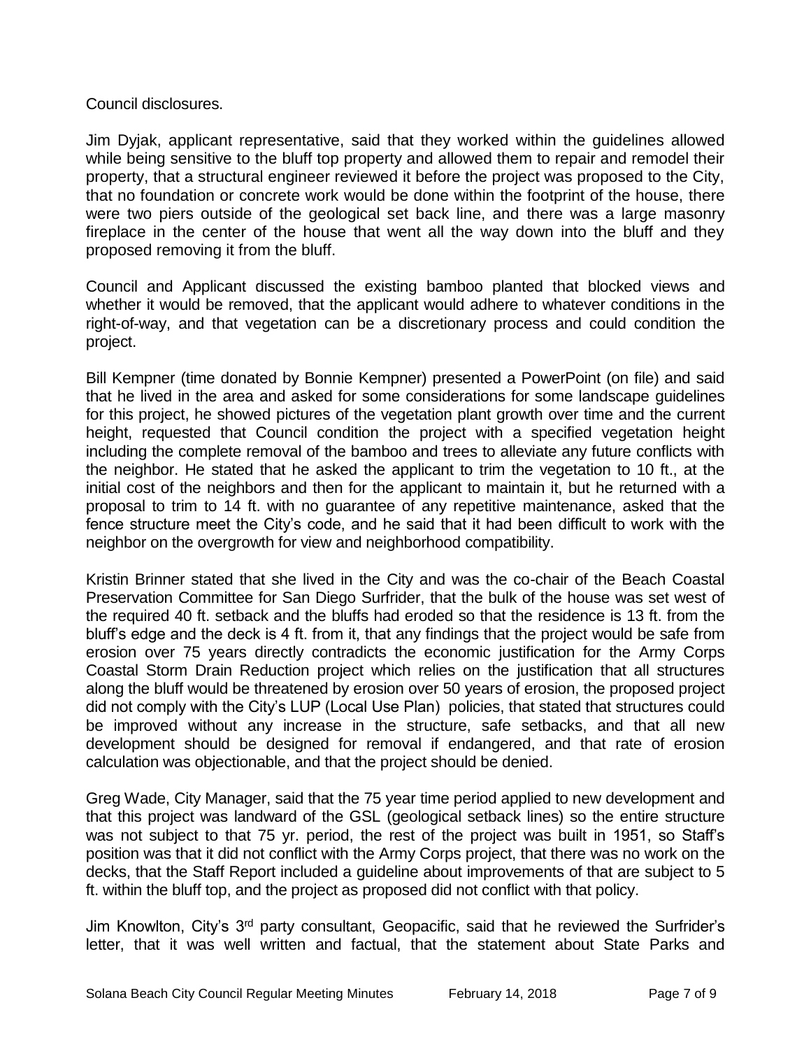Council disclosures.

Jim Dyjak, applicant representative, said that they worked within the guidelines allowed while being sensitive to the bluff top property and allowed them to repair and remodel their property, that a structural engineer reviewed it before the project was proposed to the City, that no foundation or concrete work would be done within the footprint of the house, there were two piers outside of the geological set back line, and there was a large masonry fireplace in the center of the house that went all the way down into the bluff and they proposed removing it from the bluff.

Council and Applicant discussed the existing bamboo planted that blocked views and whether it would be removed, that the applicant would adhere to whatever conditions in the right-of-way, and that vegetation can be a discretionary process and could condition the project.

Bill Kempner (time donated by Bonnie Kempner) presented a PowerPoint (on file) and said that he lived in the area and asked for some considerations for some landscape guidelines for this project, he showed pictures of the vegetation plant growth over time and the current height, requested that Council condition the project with a specified vegetation height including the complete removal of the bamboo and trees to alleviate any future conflicts with the neighbor. He stated that he asked the applicant to trim the vegetation to 10 ft., at the initial cost of the neighbors and then for the applicant to maintain it, but he returned with a proposal to trim to 14 ft. with no guarantee of any repetitive maintenance, asked that the fence structure meet the City's code, and he said that it had been difficult to work with the neighbor on the overgrowth for view and neighborhood compatibility.

Kristin Brinner stated that she lived in the City and was the co-chair of the Beach Coastal Preservation Committee for San Diego Surfrider, that the bulk of the house was set west of the required 40 ft. setback and the bluffs had eroded so that the residence is 13 ft. from the bluff's edge and the deck is 4 ft. from it, that any findings that the project would be safe from erosion over 75 years directly contradicts the economic justification for the Army Corps Coastal Storm Drain Reduction project which relies on the justification that all structures along the bluff would be threatened by erosion over 50 years of erosion, the proposed project did not comply with the City's LUP (Local Use Plan) policies, that stated that structures could be improved without any increase in the structure, safe setbacks, and that all new development should be designed for removal if endangered, and that rate of erosion calculation was objectionable, and that the project should be denied.

Greg Wade, City Manager, said that the 75 year time period applied to new development and that this project was landward of the GSL (geological setback lines) so the entire structure was not subject to that 75 yr. period, the rest of the project was built in 1951, so Staff's position was that it did not conflict with the Army Corps project, that there was no work on the decks, that the Staff Report included a guideline about improvements of that are subject to 5 ft. within the bluff top, and the project as proposed did not conflict with that policy.

Jim Knowlton, City's 3rd party consultant, Geopacific, said that he reviewed the Surfrider's letter, that it was well written and factual, that the statement about State Parks and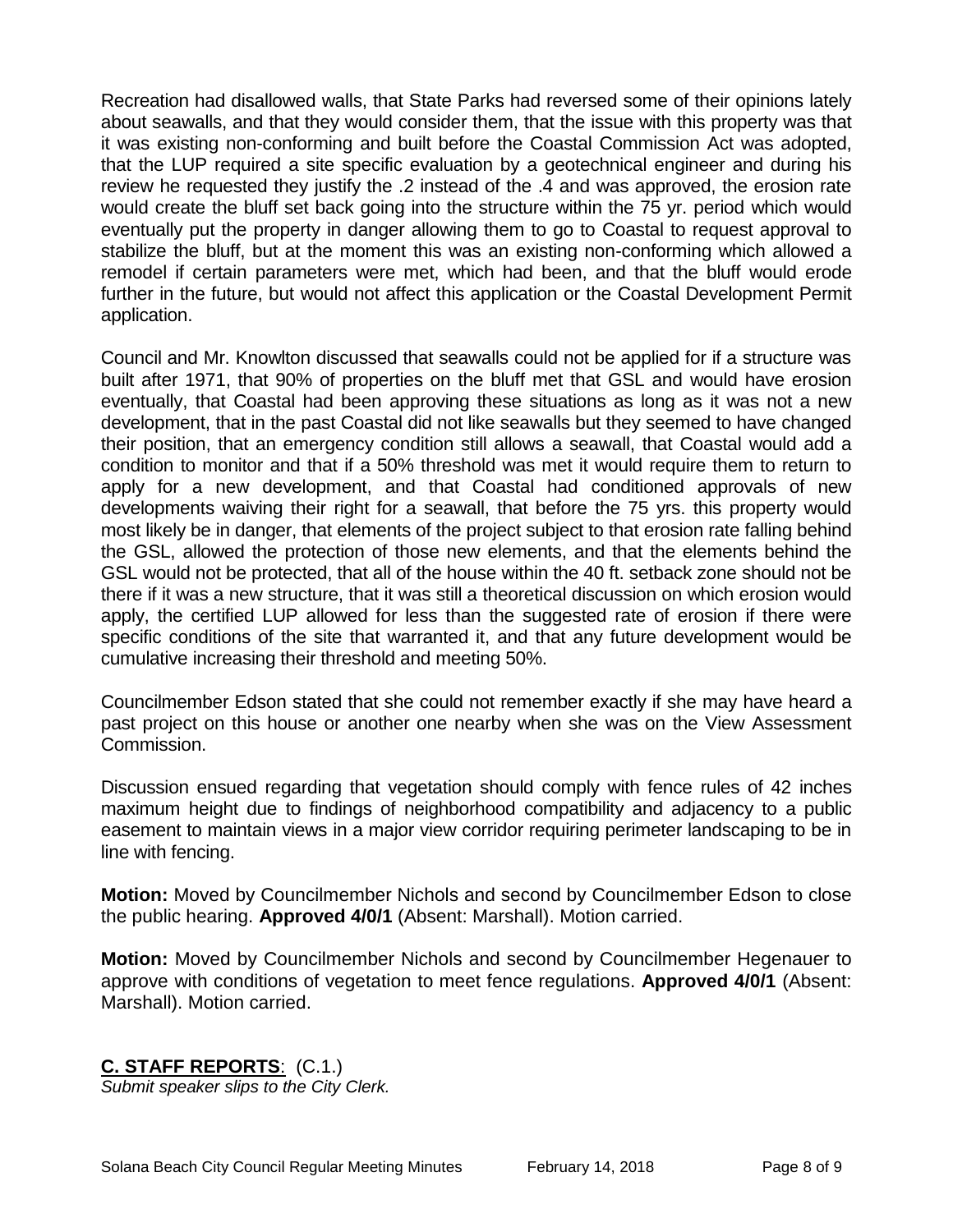Recreation had disallowed walls, that State Parks had reversed some of their opinions lately about seawalls, and that they would consider them, that the issue with this property was that it was existing non-conforming and built before the Coastal Commission Act was adopted, that the LUP required a site specific evaluation by a geotechnical engineer and during his review he requested they justify the .2 instead of the .4 and was approved, the erosion rate would create the bluff set back going into the structure within the 75 yr. period which would eventually put the property in danger allowing them to go to Coastal to request approval to stabilize the bluff, but at the moment this was an existing non-conforming which allowed a remodel if certain parameters were met, which had been, and that the bluff would erode further in the future, but would not affect this application or the Coastal Development Permit application.

Council and Mr. Knowlton discussed that seawalls could not be applied for if a structure was built after 1971, that 90% of properties on the bluff met that GSL and would have erosion eventually, that Coastal had been approving these situations as long as it was not a new development, that in the past Coastal did not like seawalls but they seemed to have changed their position, that an emergency condition still allows a seawall, that Coastal would add a condition to monitor and that if a 50% threshold was met it would require them to return to apply for a new development, and that Coastal had conditioned approvals of new developments waiving their right for a seawall, that before the 75 yrs. this property would most likely be in danger, that elements of the project subject to that erosion rate falling behind the GSL, allowed the protection of those new elements, and that the elements behind the GSL would not be protected, that all of the house within the 40 ft. setback zone should not be there if it was a new structure, that it was still a theoretical discussion on which erosion would apply, the certified LUP allowed for less than the suggested rate of erosion if there were specific conditions of the site that warranted it, and that any future development would be cumulative increasing their threshold and meeting 50%.

Councilmember Edson stated that she could not remember exactly if she may have heard a past project on this house or another one nearby when she was on the View Assessment Commission.

Discussion ensued regarding that vegetation should comply with fence rules of 42 inches maximum height due to findings of neighborhood compatibility and adjacency to a public easement to maintain views in a major view corridor requiring perimeter landscaping to be in line with fencing.

**Motion:** Moved by Councilmember Nichols and second by Councilmember Edson to close the public hearing. **Approved 4/0/1** (Absent: Marshall). Motion carried.

**Motion:** Moved by Councilmember Nichols and second by Councilmember Hegenauer to approve with conditions of vegetation to meet fence regulations. **Approved 4/0/1** (Absent: Marshall). Motion carried.

## **C. STAFF REPORTS**: (C.1.)

*Submit speaker slips to the City Clerk.*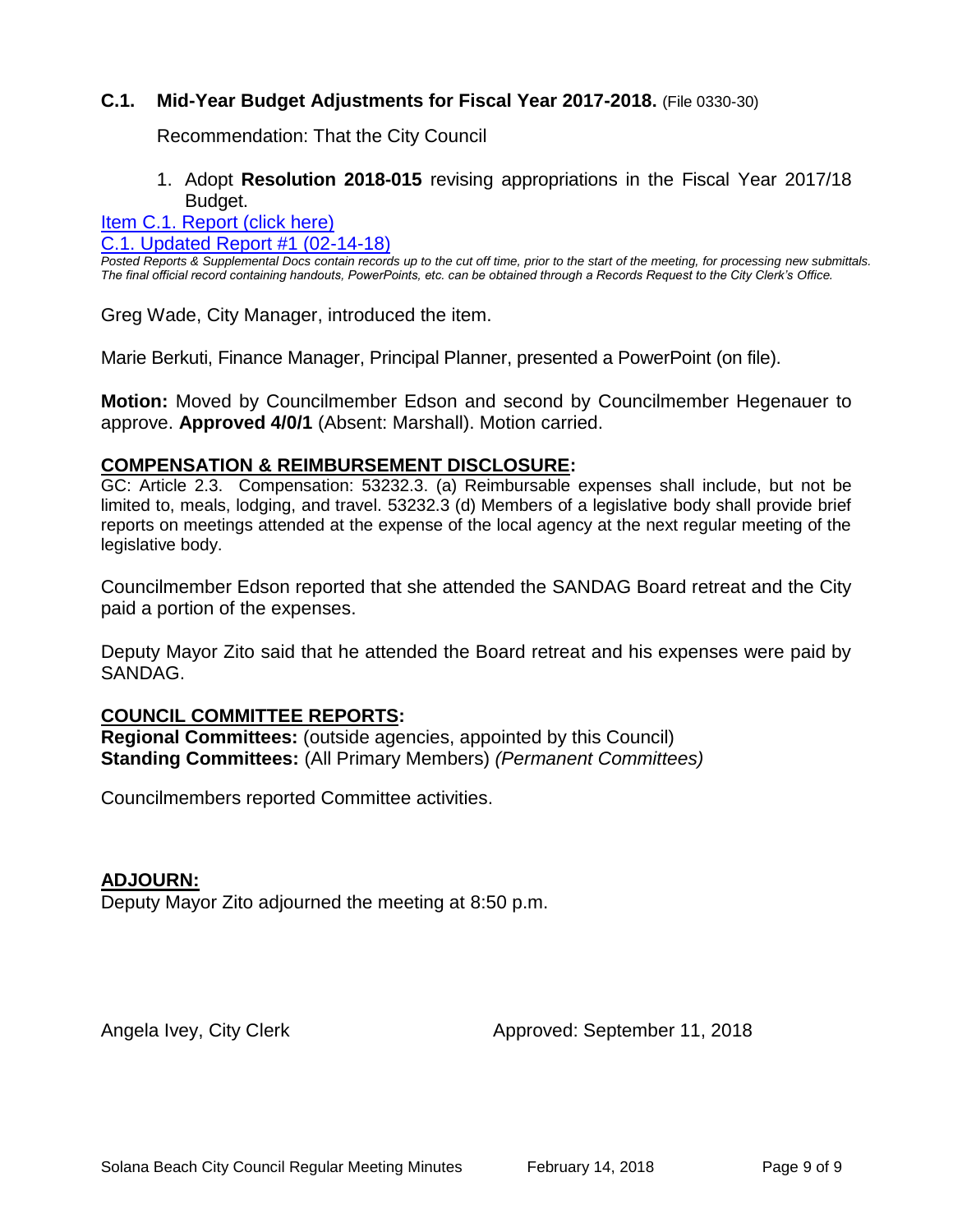### C.1. Mid-Year Budget Adjustments for Fiscal Year 2017-2018. (File 0330-30)

Recommendation: That the City Council

1. Adopt **Resolution 2018-015** revising appropriations in the Fiscal Year 2017/18 Budget.

[Item C.1. Report (click here)](#)
[C.1. Updated Report #1 (02-14-18)](#)

*Posted Reports & Supplemental Docs contain records up to the cut off time, prior to the start of the meeting, for processing new submittals. The final official record containing handouts, PowerPoints, etc. can be obtained through a Records Request to the City Clerk's Office.*

Greg Wade, City Manager, introduced the item.

Marie Berkuti, Finance Manager, Principal Planner, presented a PowerPoint (on file).

**Motion:** Moved by Councilmember Edson and second by Councilmember Hegenauer to approve. **Approved 4/0/1** (Absent: Marshall). Motion carried.

## COMPENSATION & REIMBURSEMENT DISCLOSURE:

GC: Article 2.3. Compensation: 53232.3. (a) Reimbursable expenses shall include, but not be limited to, meals, lodging, and travel. 53232.3 (d) Members of a legislative body shall provide brief reports on meetings attended at the expense of the local agency at the next regular meeting of the legislative body.

Councilmember Edson reported that she attended the SANDAG Board retreat and the City paid a portion of the expenses.

Deputy Mayor Zito said that he attended the Board retreat and his expenses were paid by SANDAG.

## COUNCIL COMMITTEE REPORTS:

**Regional Committees:** (outside agencies, appointed by this Council)
**Standing Committees:** (All Primary Members) *(Permanent Committees)*

Councilmembers reported Committee activities.

## ADJOURN:

Deputy Mayor Zito adjourned the meeting at 8:50 p.m.

Angela Ivey, City Clerk

Approved: September 11, 2018